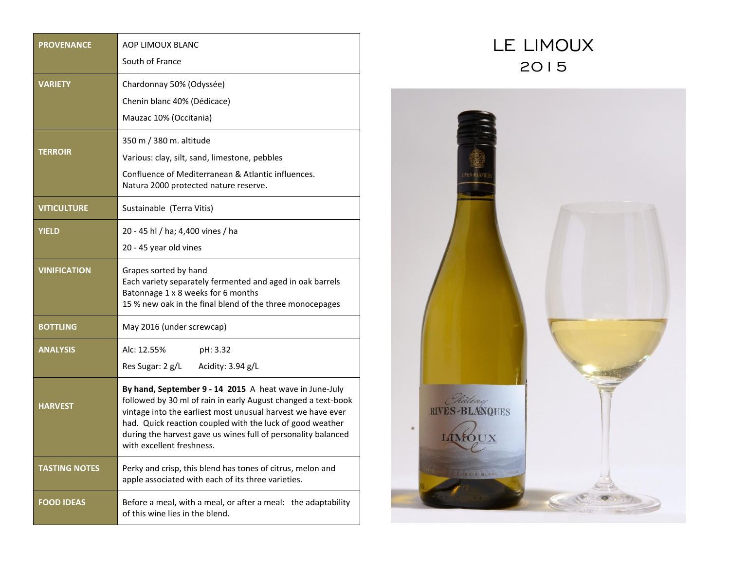# LE LIMOUX
## 2015

| | |
|---|---|
| **PROVENANCE** | AOP LIMOUX BLANC<br>South of France |
| **VARIETY** | Chardonnay 50% (Odyssée)<br>Chenin blanc 40% (Dédicace)<br>Mauzac 10% (Occitania) |
| **TERROIR** | 350 m / 380 m. altitude<br>Various: clay, silt, sand, limestone, pebbles<br>Confluence of Mediterranean & Atlantic influences. Natura 2000 protected nature reserve. |
| **VITICULTURE** | Sustainable (Terra Vitis) |
| **YIELD** | 20 - 45 hl / ha; 4,400 vines / ha<br>20 - 45 year old vines |
| **VINIFICATION** | Grapes sorted by hand<br>Each variety separately fermented and aged in oak barrels<br>Batonnage 1 x 8 weeks for 6 months<br>15 % new oak in the final blend of the three monocepages |
| **BOTTLING** | May 2016 (under screwcap) |
| **ANALYSIS** | Alc: 12.55% pH: 3.32<br>Res Sugar: 2 g/L Acidity: 3.94 g/L |
| **HARVEST** | **By hand, September 9 - 14 2015** A heat wave in June-July followed by 30 ml of rain in early August changed a text-book vintage into the earliest most unusual harvest we have ever had. Quick reaction coupled with the luck of good weather during the harvest gave us wines full of personality balanced with excellent freshness. |
| **TASTING NOTES** | Perky and crisp, this blend has tones of citrus, melon and apple associated with each of its three varieties. |
| **FOOD IDEAS** | Before a meal, with a meal, or after a meal: the adaptability of this wine lies in the blend. |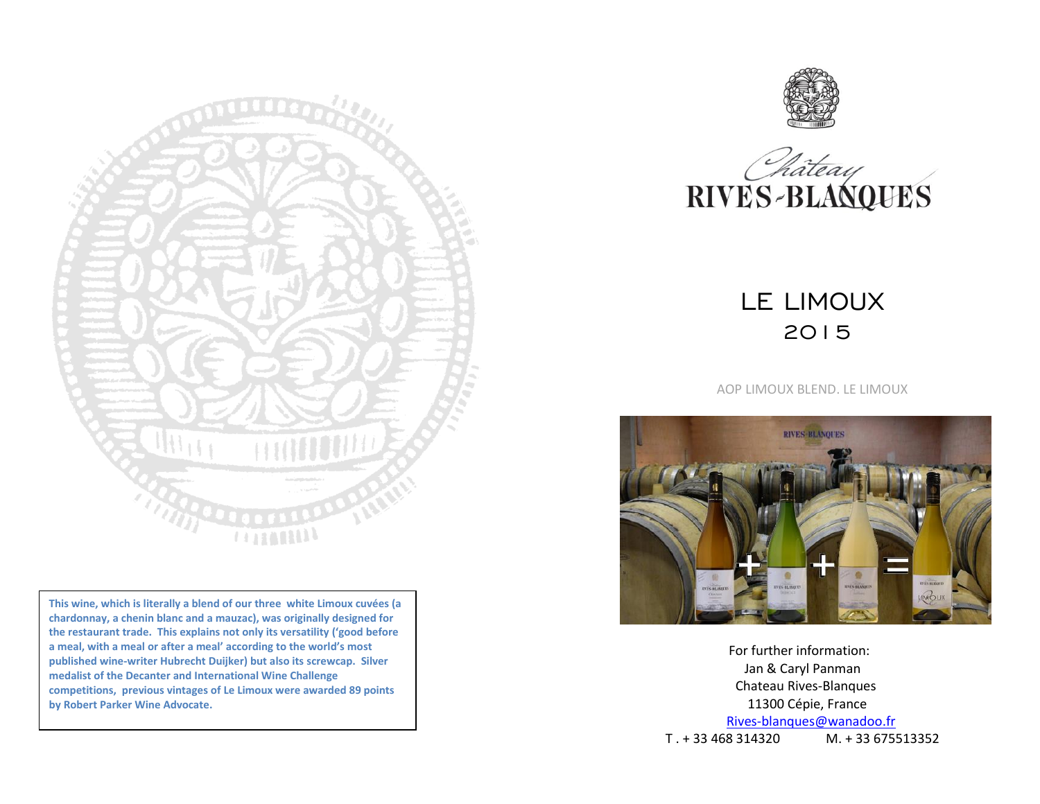This wine, which is literally a blend of our three white Limoux cuvées (a chardonnay, a chenin blanc and a mauzac), was originally designed for the restaurant trade. This explains not only its versatility ('good before a meal, with a meal or after a meal' according to the world's most published wine-writer Hubrecht Duijker) but also its screwcap. Silver medalist of the Decanter and International Wine Challenge competitions, previous vintages of Le Limoux were awarded 89 points by Robert Parker Wine Advocate.

Château RIVES-BLANQUES

# LE LIMOUX

## 2015

AOP LIMOUX BLEND. LE LIMOUX

For further information:
Jan & Caryl Panman
Chateau Rives-Blanques
11300 Cépie, France
Rives-blanques@wanadoo.fr
T . + 33 468 314320 M. + 33 675513352